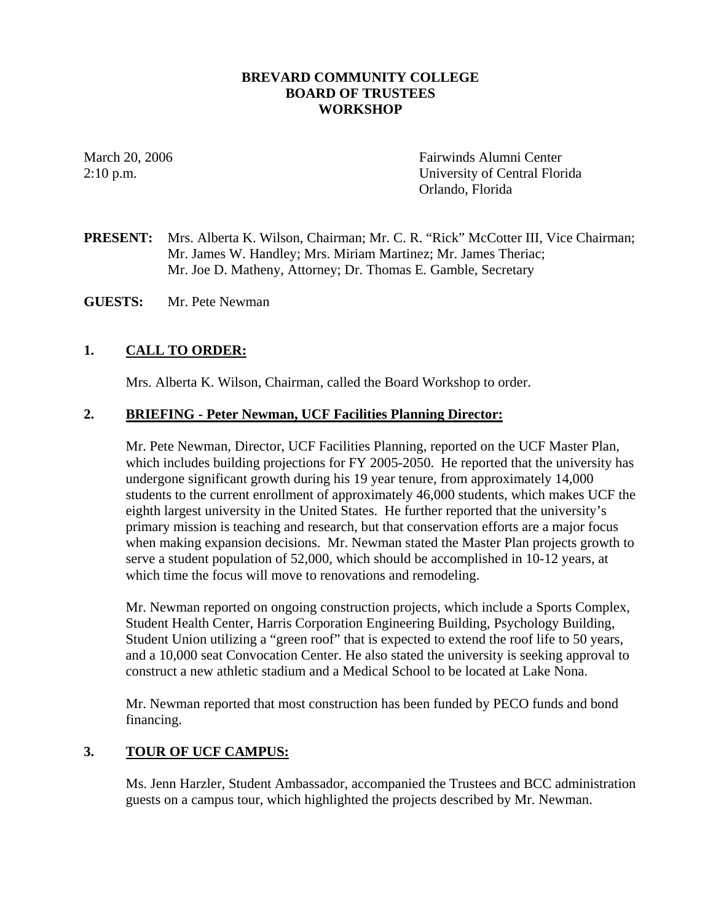**BREVARD COMMUNITY COLLEGE**
**BOARD OF TRUSTEES**
**WORKSHOP**

March 20, 2006
2:10 p.m.

Fairwinds Alumni Center
University of Central Florida
Orlando, Florida

**PRESENT:** Mrs. Alberta K. Wilson, Chairman; Mr. C. R. "Rick" McCotter III, Vice Chairman; Mr. James W. Handley; Mrs. Miriam Martinez; Mr. James Theriac; Mr. Joe D. Matheny, Attorney; Dr. Thomas E. Gamble, Secretary

**GUESTS:** Mr. Pete Newman

## 1. CALL TO ORDER:

Mrs. Alberta K. Wilson, Chairman, called the Board Workshop to order.

## 2. BRIEFING - Peter Newman, UCF Facilities Planning Director:

Mr. Pete Newman, Director, UCF Facilities Planning, reported on the UCF Master Plan, which includes building projections for FY 2005-2050. He reported that the university has undergone significant growth during his 19 year tenure, from approximately 14,000 students to the current enrollment of approximately 46,000 students, which makes UCF the eighth largest university in the United States. He further reported that the university's primary mission is teaching and research, but that conservation efforts are a major focus when making expansion decisions. Mr. Newman stated the Master Plan projects growth to serve a student population of 52,000, which should be accomplished in 10-12 years, at which time the focus will move to renovations and remodeling.

Mr. Newman reported on ongoing construction projects, which include a Sports Complex, Student Health Center, Harris Corporation Engineering Building, Psychology Building, Student Union utilizing a "green roof" that is expected to extend the roof life to 50 years, and a 10,000 seat Convocation Center. He also stated the university is seeking approval to construct a new athletic stadium and a Medical School to be located at Lake Nona.

Mr. Newman reported that most construction has been funded by PECO funds and bond financing.

## 3. TOUR OF UCF CAMPUS:

Ms. Jenn Harzler, Student Ambassador, accompanied the Trustees and BCC administration guests on a campus tour, which highlighted the projects described by Mr. Newman.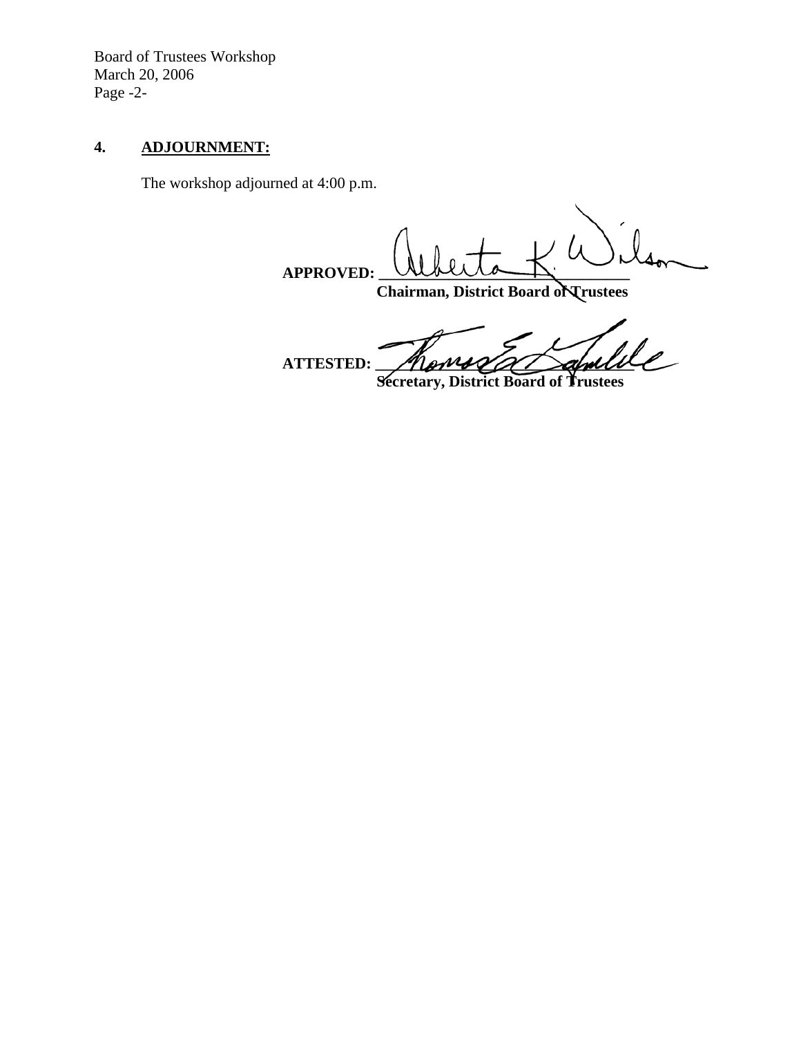## 4. ADJOURNMENT:

The workshop adjourned at 4:00 p.m.

**APPROVED:** ______________________________
**Chairman, District Board of Trustees**

**ATTESTED:** ______________________________
**Secretary, District Board of Trustees**